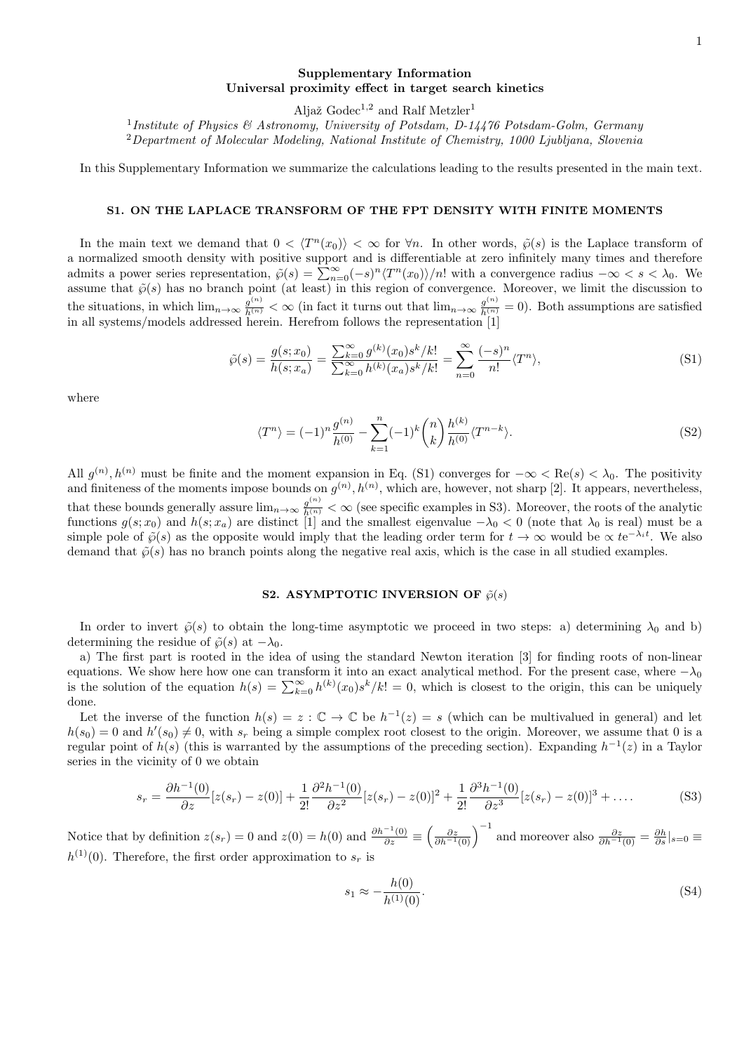# Supplementary Information
## Universal proximity effect in target search kinetics

Aljaž Godec[1,2] and Ralf Metzler[1]

[1] *Institute of Physics & Astronomy, University of Potsdam, D-14476 Potsdam-Golm, Germany*
[2] *Department of Molecular Modeling, National Institute of Chemistry, 1000 Ljubljana, Slovenia*

In this Supplementary Information we summarize the calculations leading to the results presented in the main text.

### S1. ON THE LAPLACE TRANSFORM OF THE FPT DENSITY WITH FINITE MOMENTS

In the main text we demand that $0 < \langle T^n(x_0)\rangle < \infty$ for $\forall n$. In other words, $\tilde{\wp}(s)$ is the Laplace transform of a normalized smooth density with positive support and is differentiable at zero infinitely many times and therefore admits a power series representation, $\tilde{\wp}(s) = \sum_{n=0}^{\infty}(-s)^n\langle T^n(x_0)\rangle/n!$ with a convergence radius $-\infty < s < \lambda_0$. We assume that $\tilde{\wp}(s)$ has no branch point (at least) in this region of convergence. Moreover, we limit the discussion to the situations, in which $\lim_{n\to\infty}\frac{g^{(n)}}{h^{(n)}} < \infty$ (in fact it turns out that $\lim_{n\to\infty}\frac{g^{(n)}}{h^{(n)}} = 0$). Both assumptions are satisfied in all systems/models addressed herein. Herefrom follows the representation [1]

$$\tilde{\wp}(s) = \frac{g(s;x_0)}{h(s;x_a)} = \frac{\sum_{k=0}^{\infty}g^{(k)}(x_0)s^k/k!}{\sum_{k=0}^{\infty}h^{(k)}(x_a)s^k/k!} = \sum_{n=0}^{\infty}\frac{(-s)^n}{n!}\langle T^n\rangle, \tag{S1}$$

where

$$\langle T^n\rangle = (-1)^n\frac{g^{(n)}}{h^{(0)}} - \sum_{k=1}^{n}(-1)^k\binom{n}{k}\frac{h^{(k)}}{h^{(0)}}\langle T^{n-k}\rangle. \tag{S2}$$

All $g^{(n)}, h^{(n)}$ must be finite and the moment expansion in Eq. (S1) converges for $-\infty < \mathrm{Re}(s) < \lambda_0$. The positivity and finiteness of the moments impose bounds on $g^{(n)}, h^{(n)}$, which are, however, not sharp [2]. It appears, nevertheless, that these bounds generally assure $\lim_{n\to\infty}\frac{g^{(n)}}{h^{(n)}} < \infty$ (see specific examples in S3). Moreover, the roots of the analytic functions $g(s;x_0)$ and $h(s;x_a)$ are distinct [1] and the smallest eigenvalue $-\lambda_0 < 0$ (note that $\lambda_0$ is real) must be a simple pole of $\tilde{\wp}(s)$ as the opposite would imply that the leading order term for $t\to\infty$ would be $\propto te^{-\lambda_i t}$. We also demand that $\tilde{\wp}(s)$ has no branch points along the negative real axis, which is the case in all studied examples.

### S2. ASYMPTOTIC INVERSION OF $\tilde{\wp}(s)$

In order to invert $\tilde{\wp}(s)$ to obtain the long-time asymptotic we proceed in two steps: a) determining $\lambda_0$ and b) determining the residue of $\tilde{\wp}(s)$ at $-\lambda_0$.

a) The first part is rooted in the idea of using the standard Newton iteration [3] for finding roots of non-linear equations. We show here how one can transform it into an exact analytical method. For the present case, where $-\lambda_0$ is the solution of the equation $h(s) = \sum_{k=0}^{\infty}h^{(k)}(x_0)s^k/k! = 0$, which is closest to the origin, this can be uniquely done.

Let the inverse of the function $h(s) = z : \mathbb{C}\to\mathbb{C}$ be $h^{-1}(z) = s$ (which can be multivalued in general) and let $h(s_0) = 0$ and $h'(s_0) \neq 0$, with $s_r$ being a simple complex root closest to the origin. Moreover, we assume that 0 is a regular point of $h(s)$ (this is warranted by the assumptions of the preceding section). Expanding $h^{-1}(z)$ in a Taylor series in the vicinity of 0 we obtain

$$s_r = \frac{\partial h^{-1}(0)}{\partial z}[z(s_r) - z(0)] + \frac{1}{2!}\frac{\partial^2 h^{-1}(0)}{\partial z^2}[z(s_r) - z(0)]^2 + \frac{1}{2!}\frac{\partial^3 h^{-1}(0)}{\partial z^3}[z(s_r) - z(0)]^3 + \ldots. \tag{S3}$$

Notice that by definition $z(s_r) = 0$ and $z(0) = h(0)$ and $\frac{\partial h^{-1}(0)}{\partial z} \equiv \left(\frac{\partial z}{\partial h^{-1}(0)}\right)^{-1}$ and moreover also $\frac{\partial z}{\partial h^{-1}(0)} = \frac{\partial h}{\partial s}|_{s=0} \equiv h^{(1)}(0)$. Therefore, the first order approximation to $s_r$ is

$$s_1 \approx -\frac{h(0)}{h^{(1)}(0)}. \tag{S4}$$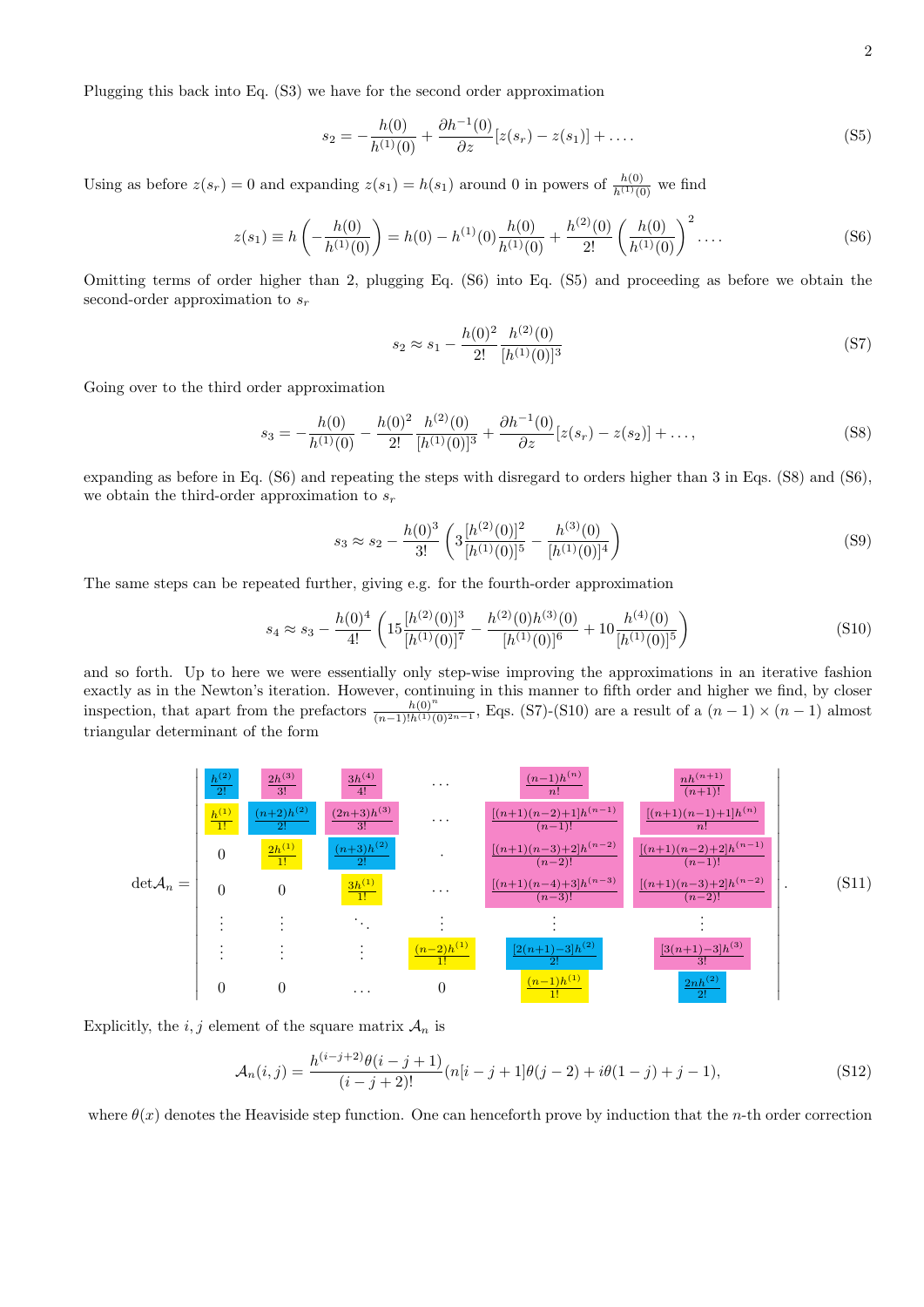Plugging this back into Eq. (S3) we have for the second order approximation

$$s_2 = -\frac{h(0)}{h^{(1)}(0)} + \frac{\partial h^{-1}(0)}{\partial z}[z(s_r) - z(s_1)] + \ldots. \tag{S5}$$

Using as before $z(s_r) = 0$ and expanding $z(s_1) = h(s_1)$ around 0 in powers of $\frac{h(0)}{h^{(1)}(0)}$ we find

$$z(s_1) \equiv h\left(-\frac{h(0)}{h^{(1)}(0)}\right) = h(0) - h^{(1)}(0)\frac{h(0)}{h^{(1)}(0)} + \frac{h^{(2)}(0)}{2!}\left(\frac{h(0)}{h^{(1)}(0)}\right)^2 \ldots \tag{S6}$$

Omitting terms of order higher than 2, plugging Eq. (S6) into Eq. (S5) and proceeding as before we obtain the second-order approximation to $s_r$

$$s_2 \approx s_1 - \frac{h(0)^2}{2!}\frac{h^{(2)}(0)}{[h^{(1)}(0)]^3} \tag{S7}$$

Going over to the third order approximation

$$s_3 = -\frac{h(0)}{h^{(1)}(0)} - \frac{h(0)^2}{2!}\frac{h^{(2)}(0)}{[h^{(1)}(0)]^3} + \frac{\partial h^{-1}(0)}{\partial z}[z(s_r) - z(s_2)] + \ldots, \tag{S8}$$

expanding as before in Eq. (S6) and repeating the steps with disregard to orders higher than 3 in Eqs. (S8) and (S6), we obtain the third-order approximation to $s_r$

$$s_3 \approx s_2 - \frac{h(0)^3}{3!}\left(3\frac{[h^{(2)}(0)]^2}{[h^{(1)}(0)]^5} - \frac{h^{(3)}(0)}{[h^{(1)}(0)]^4}\right) \tag{S9}$$

The same steps can be repeated further, giving e.g. for the fourth-order approximation

$$s_4 \approx s_3 - \frac{h(0)^4}{4!}\left(15\frac{[h^{(2)}(0)]^3}{[h^{(1)}(0)]^7} - \frac{h^{(2)}(0)h^{(3)}(0)}{[h^{(1)}(0)]^6} + 10\frac{h^{(4)}(0)}{[h^{(1)}(0)]^5}\right) \tag{S10}$$

and so forth. Up to here we were essentially only step-wise improving the approximations in an iterative fashion exactly as in the Newton's iteration. However, continuing in this manner to fifth order and higher we find, by closer inspection, that apart from the prefactors $\frac{h(0)^n}{(n-1)!h^{(1)}(0)^{2n-1}}$, Eqs. (S7)-(S10) are a result of a $(n-1)\times(n-1)$ almost triangular determinant of the form

$$\det\mathcal{A}_n = \begin{vmatrix} \frac{h^{(2)}}{2!} & \frac{2h^{(3)}}{3!} & \frac{3h^{(4)}}{4!} & \cdots & \frac{(n-1)h^{(n)}}{n!} & \frac{nh^{(n+1)}}{(n+1)!} \\ \frac{h^{(1)}}{1!} & \frac{(n+2)h^{(2)}}{2!} & \frac{(2n+3)h^{(3)}}{3!} & \cdots & \frac{[(n+1)(n-2)+1]h^{(n-1)}}{(n-1)!} & \frac{[(n+1)(n-1)+1]h^{(n)}}{n!} \\ 0 & \frac{2h^{(1)}}{1!} & \frac{(n+3)h^{(2)}}{2!} & . & \frac{[(n+1)(n-3)+2]h^{(n-2)}}{(n-2)!} & \frac{[(n+1)(n-2)+2]h^{(n-1)}}{(n-1)!} \\ 0 & 0 & \frac{3h^{(1)}}{1!} & \cdots & \frac{[(n+1)(n-4)+3]h^{(n-3)}}{(n-3)!} & \frac{[(n+1)(n-3)+2]h^{(n-2)}}{(n-2)!} \\ \vdots & \vdots & \ddots & \vdots & \vdots & \vdots \\ \vdots & \vdots & \vdots & \frac{(n-2)h^{(1)}}{1!} & \frac{[2(n+1)-3]h^{(2)}}{2!} & \frac{[3(n+1)-3]h^{(3)}}{3!} \\ 0 & 0 & \cdots & 0 & \frac{(n-1)h^{(1)}}{1!} & \frac{2nh^{(2)}}{2!} \end{vmatrix}. \tag{S11}$$

Explicitly, the $i,j$ element of the square matrix $\mathcal{A}_n$ is

$$\mathcal{A}_n(i,j) = \frac{h^{(i-j+2)}\theta(i-j+1)}{(i-j+2)!}(n[i-j+1]\theta(j-2) + i\theta(1-j) + j - 1), \tag{S12}$$

where $\theta(x)$ denotes the Heaviside step function. One can henceforth prove by induction that the $n$-th order correction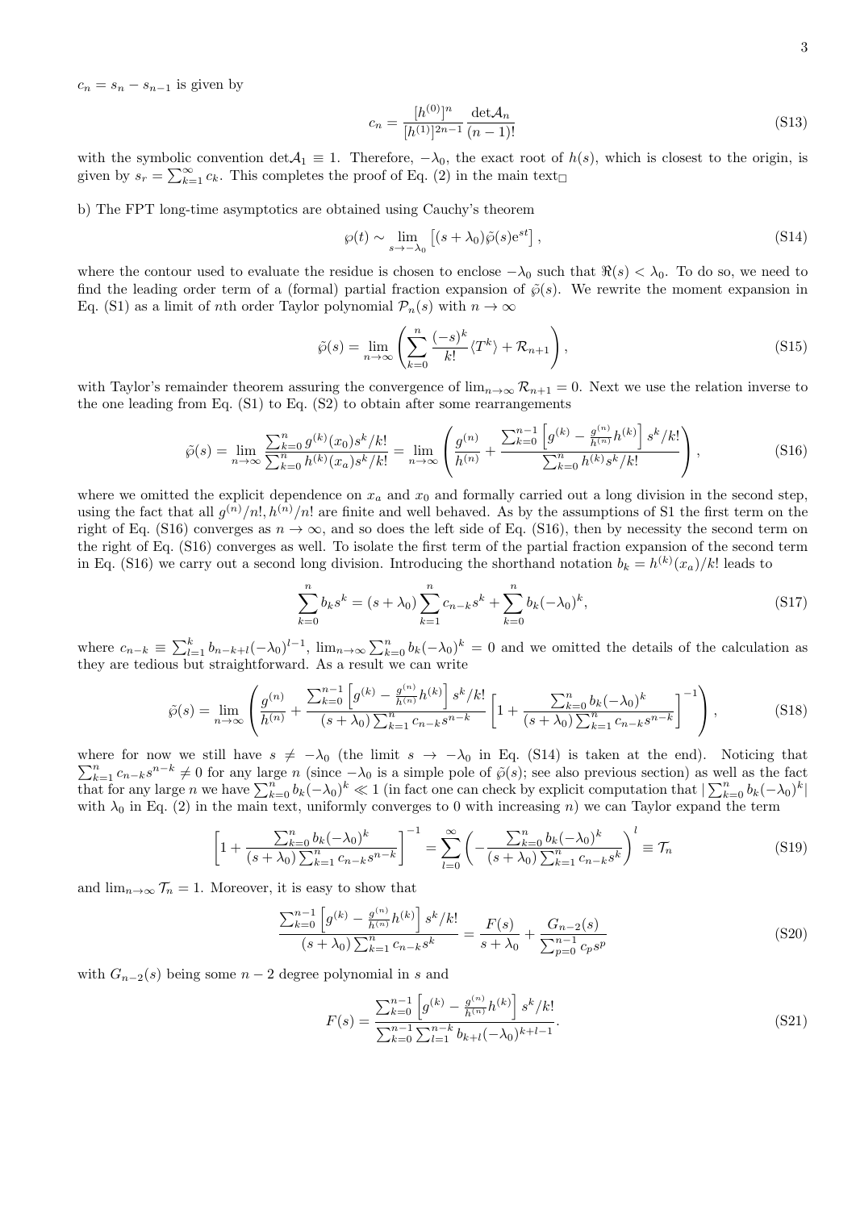$c_n = s_n - s_{n-1}$ is given by

$$c_n = \frac{[h^{(0)}]^n}{[h^{(1)}]^{2n-1}} \frac{\det \mathcal{A}_n}{(n-1)!} \tag{S13}$$

with the symbolic convention $\det \mathcal{A}_1 \equiv 1$. Therefore, $-\lambda_0$, the exact root of $h(s)$, which is closest to the origin, is given by $s_r = \sum_{k=1}^{\infty} c_k$. This completes the proof of Eq. (2) in the main text□

b) The FPT long-time asymptotics are obtained using Cauchy's theorem

$$\wp(t) \sim \lim_{s \to -\lambda_0} \left[ (s+\lambda_0) \tilde{\wp}(s) \mathrm{e}^{st} \right], \tag{S14}$$

where the contour used to evaluate the residue is chosen to enclose $-\lambda_0$ such that $\Re(s) < \lambda_0$. To do so, we need to find the leading order term of a (formal) partial fraction expansion of $\tilde{\wp}(s)$. We rewrite the moment expansion in Eq. (S1) as a limit of $n$th order Taylor polynomial $\mathcal{P}_n(s)$ with $n \to \infty$

$$\tilde{\wp}(s) = \lim_{n \to \infty} \left( \sum_{k=0}^{n} \frac{(-s)^k}{k!} \langle T^k \rangle + \mathcal{R}_{n+1} \right), \tag{S15}$$

with Taylor's remainder theorem assuring the convergence of $\lim_{n\to\infty} \mathcal{R}_{n+1} = 0$. Next we use the relation inverse to the one leading from Eq. (S1) to Eq. (S2) to obtain after some rearrangements

$$\tilde{\wp}(s) = \lim_{n \to \infty} \frac{\sum_{k=0}^{n} g^{(k)}(x_0) s^k / k!}{\sum_{k=0}^{n} h^{(k)}(x_a) s^k / k!} = \lim_{n\to\infty} \left( \frac{g^{(n)}}{h^{(n)}} + \frac{\sum_{k=0}^{n-1} \left[ g^{(k)} - \frac{g^{(n)}}{h^{(n)}} h^{(k)} \right] s^k / k!}{\sum_{k=0}^{n} h^{(k)} s^k / k!} \right), \tag{S16}$$

where we omitted the explicit dependence on $x_a$ and $x_0$ and formally carried out a long division in the second step, using the fact that all $g^{(n)}/n!, h^{(n)}/n!$ are finite and well behaved. As by the assumptions of S1 the first term on the right of Eq. (S16) converges as $n \to \infty$, and so does the left side of Eq. (S16), then by necessity the second term on the right of Eq. (S16) converges as well. To isolate the first term of the partial fraction expansion of the second term in Eq. (S16) we carry out a second long division. Introducing the shorthand notation $b_k = h^{(k)}(x_a)/k!$ leads to

$$\sum_{k=0}^{n} b_k s^k = (s+\lambda_0) \sum_{k=1}^{n} c_{n-k} s^k + \sum_{k=0}^{n} b_k (-\lambda_0)^k, \tag{S17}$$

where $c_{n-k} \equiv \sum_{l=1}^{k} b_{n-k+l} (-\lambda_0)^{l-1}$, $\lim_{n\to\infty} \sum_{k=0}^{n} b_k (-\lambda_0)^k = 0$ and we omitted the details of the calculation as they are tedious but straightforward. As a result we can write

$$\tilde{\wp}(s) = \lim_{n\to\infty} \left( \frac{g^{(n)}}{h^{(n)}} + \frac{\sum_{k=0}^{n-1} \left[ g^{(k)} - \frac{g^{(n)}}{h^{(n)}} h^{(k)} \right] s^k / k!}{(s+\lambda_0) \sum_{k=1}^{n} c_{n-k} s^{n-k}} \left[ 1 + \frac{\sum_{k=0}^{n} b_k (-\lambda_0)^k}{(s+\lambda_0) \sum_{k=1}^{n} c_{n-k} s^{n-k}} \right]^{-1} \right), \tag{S18}$$

where for now we still have $s \neq -\lambda_0$ (the limit $s \to -\lambda_0$ in Eq. (S14) is taken at the end). Noticing that $\sum_{k=1}^{n} c_{n-k} s^{n-k} \neq 0$ for any large $n$ (since $-\lambda_0$ is a simple pole of $\tilde{\wp}(s)$; see also previous section) as well as the fact that for any large $n$ we have $\sum_{k=0}^{n} b_k (-\lambda_0)^k \ll 1$ (in fact one can check by explicit computation that $|\sum_{k=0}^{n} b_k (-\lambda_0)^k|$ with $\lambda_0$ in Eq. (2) in the main text, uniformly converges to 0 with increasing $n$) we can Taylor expand the term

$$\left[ 1 + \frac{\sum_{k=0}^{n} b_k (-\lambda_0)^k}{(s+\lambda_0) \sum_{k=1}^{n} c_{n-k} s^{n-k}} \right]^{-1} = \sum_{l=0}^{\infty} \left( - \frac{\sum_{k=0}^{n} b_k (-\lambda_0)^k}{(s+\lambda_0) \sum_{k=1}^{n} c_{n-k} s^k} \right)^l \equiv \mathcal{T}_n \tag{S19}$$

and $\lim_{n\to\infty} \mathcal{T}_n = 1$. Moreover, it is easy to show that

$$\frac{\sum_{k=0}^{n-1} \left[ g^{(k)} - \frac{g^{(n)}}{h^{(n)}} h^{(k)} \right] s^k / k!}{(s+\lambda_0) \sum_{k=1}^{n} c_{n-k} s^k} = \frac{F(s)}{s+\lambda_0} + \frac{G_{n-2}(s)}{\sum_{p=0}^{n-1} c_p s^p} \tag{S20}$$

with $G_{n-2}(s)$ being some $n-2$ degree polynomial in $s$ and

$$F(s) = \frac{\sum_{k=0}^{n-1} \left[ g^{(k)} - \frac{g^{(n)}}{h^{(n)}} h^{(k)} \right] s^k / k!}{\sum_{k=0}^{n-1} \sum_{l=1}^{n-k} b_{k+l} (-\lambda_0)^{k+l-1}}. \tag{S21}$$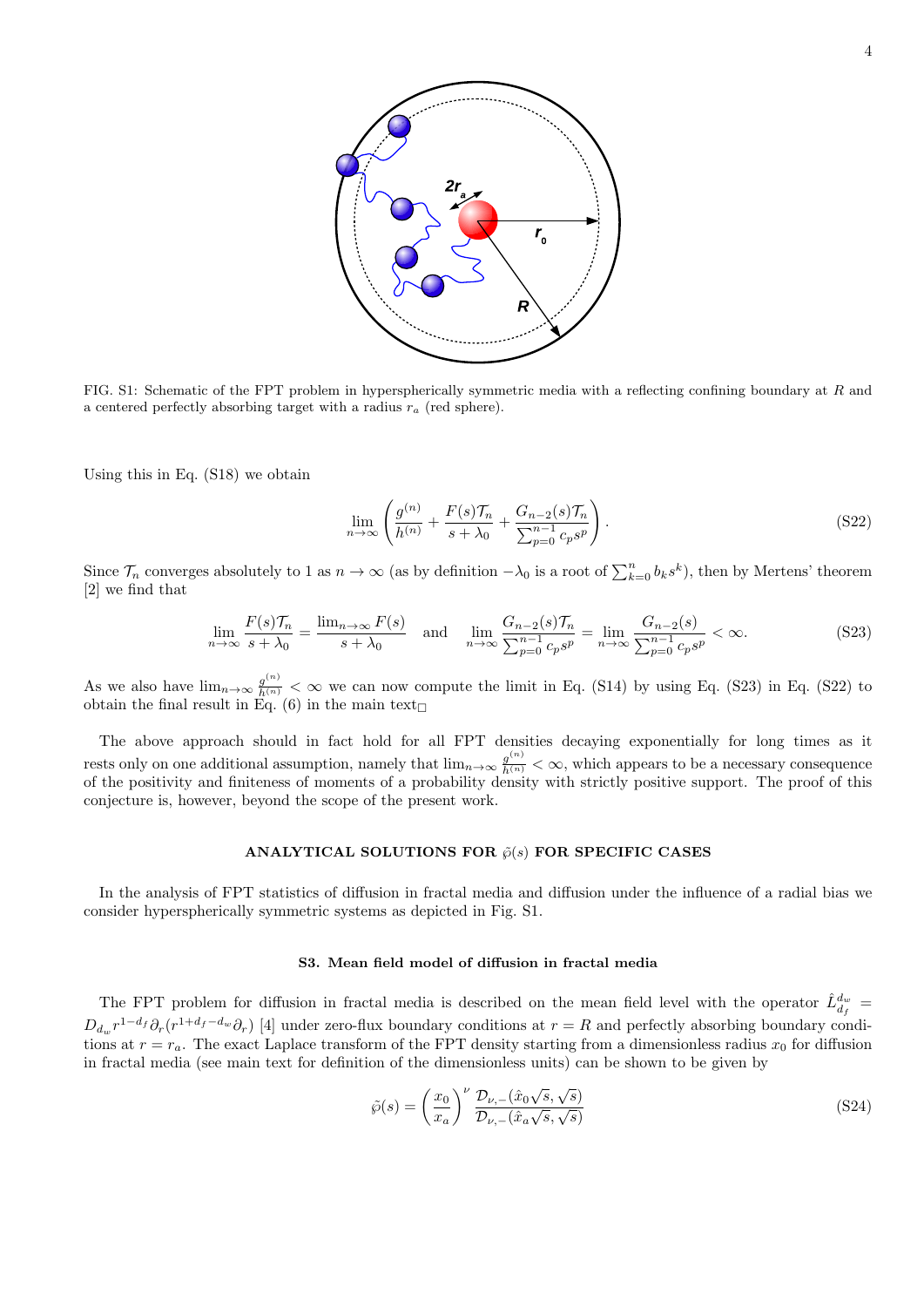FIG. S1: Schematic of the FPT problem in hyperspherically symmetric media with a reflecting confining boundary at $R$ and a centered perfectly absorbing target with a radius $r_a$ (red sphere).

Using this in Eq. (S18) we obtain

$$\lim_{n\to\infty}\left(\frac{g^{(n)}}{h^{(n)}}+\frac{F(s)\mathcal{T}_n}{s+\lambda_0}+\frac{G_{n-2}(s)\mathcal{T}_n}{\sum_{p=0}^{n-1}c_p s^p}\right). \tag{S22}$$

Since $\mathcal{T}_n$ converges absolutely to 1 as $n\to\infty$ (as by definition $-\lambda_0$ is a root of $\sum_{k=0}^n b_k s^k$), then by Mertens' theorem [2] we find that

$$\lim_{n\to\infty}\frac{F(s)\mathcal{T}_n}{s+\lambda_0}=\frac{\lim_{n\to\infty}F(s)}{s+\lambda_0}\quad\text{and}\quad\lim_{n\to\infty}\frac{G_{n-2}(s)\mathcal{T}_n}{\sum_{p=0}^{n-1}c_p s^p}=\lim_{n\to\infty}\frac{G_{n-2}(s)}{\sum_{p=0}^{n-1}c_p s^p}<\infty. \tag{S23}$$

As we also have $\lim_{n\to\infty}\frac{g^{(n)}}{h^{(n)}}<\infty$ we can now compute the limit in Eq. (S14) by using Eq. (S23) in Eq. (S22) to obtain the final result in Eq. (6) in the main text$_\Box$

The above approach should in fact hold for all FPT densities decaying exponentially for long times as it rests only on one additional assumption, namely that $\lim_{n\to\infty}\frac{g^{(n)}}{h^{(n)}}<\infty$, which appears to be a necessary consequence of the positivity and finiteness of moments of a probability density with strictly positive support. The proof of this conjecture is, however, beyond the scope of the present work.

## ANALYTICAL SOLUTIONS FOR $\tilde{\wp}(s)$ FOR SPECIFIC CASES

In the analysis of FPT statistics of diffusion in fractal media and diffusion under the influence of a radial bias we consider hyperspherically symmetric systems as depicted in Fig. S1.

### S3. Mean field model of diffusion in fractal media

The FPT problem for diffusion in fractal media is described on the mean field level with the operator $\hat{L}_{d_f}^{d_w}=D_{d_w}r^{1-d_f}\partial_r(r^{1+d_f-d_w}\partial_r)$ [4] under zero-flux boundary conditions at $r=R$ and perfectly absorbing boundary conditions at $r=r_a$. The exact Laplace transform of the FPT density starting from a dimensionless radius $x_0$ for diffusion in fractal media (see main text for definition of the dimensionless units) can be shown to be given by

$$\tilde{\wp}(s)=\left(\frac{x_0}{x_a}\right)^{\nu}\frac{\mathcal{D}_{\nu,-}(\hat{x}_0\sqrt{s},\sqrt{s})}{\mathcal{D}_{\nu,-}(\hat{x}_a\sqrt{s},\sqrt{s})} \tag{S24}$$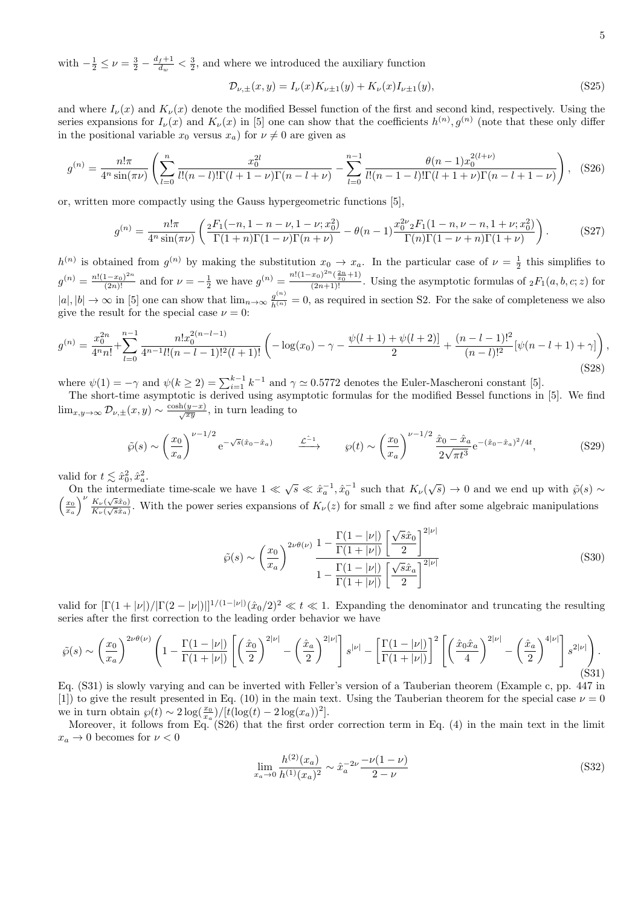with $-\frac{1}{2} \leq \nu = \frac{3}{2} - \frac{d_f+1}{d_w} < \frac{3}{2}$, and where we introduced the auxiliary function

$$\mathcal{D}_{\nu,\pm}(x,y) = I_\nu(x)K_{\nu\pm1}(y) + K_\nu(x)I_{\nu\pm1}(y), \tag{S25}$$

and where $I_\nu(x)$ and $K_\nu(x)$ denote the modified Bessel function of the first and second kind, respectively. Using the series expansions for $I_\nu(x)$ and $K_\nu(x)$ in [5] one can show that the coefficients $h^{(n)}, g^{(n)}$ (note that these only differ in the positional variable $x_0$ versus $x_a$) for $\nu \neq 0$ are given as

$$g^{(n)} = \frac{n!\pi}{4^n\sin(\pi\nu)}\left(\sum_{l=0}^{n}\frac{x_0^{2l}}{l!(n-l)!\Gamma(l+1-\nu)\Gamma(n-l+\nu)} - \sum_{l=0}^{n-1}\frac{\theta(n-1)x_0^{2(l+\nu)}}{l!(n-1-l)!\Gamma(l+1+\nu)\Gamma(n-l+1-\nu)}\right), \tag{S26}$$

or, written more compactly using the Gauss hypergeometric functions [5],

$$g^{(n)} = \frac{n!\pi}{4^n\sin(\pi\nu)}\left(\frac{{}_2F_1(-n,1-n-\nu,1-\nu;x_0^2)}{\Gamma(1+n)\Gamma(1-\nu)\Gamma(n+\nu)} - \theta(n-1)\frac{x_0^{2\nu}{}_2F_1(1-n,\nu-n,1+\nu;x_0^2)}{\Gamma(n)\Gamma(1-\nu+n)\Gamma(1+\nu)}\right). \tag{S27}$$

$h^{(n)}$ is obtained from $g^{(n)}$ by making the substitution $x_0 \to x_a$. In the particular case of $\nu = \frac{1}{2}$ this simplifies to $g^{(n)} = \frac{n!(1-x_0)^{2n}}{(2n)!}$ and for $\nu = -\frac{1}{2}$ we have $g^{(n)} = \frac{n!(1-x_0)^{2n}(\frac{2n}{x_0}+1)}{(2n+1)!}$. Using the asymptotic formulas of ${}_2F_1(a,b,c;z)$ for $|a|,|b| \to \infty$ in [5] one can show that $\lim_{n\to\infty}\frac{g^{(n)}}{h^{(n)}} = 0$, as required in section S2. For the sake of completeness we also give the result for the special case $\nu = 0$:

$$g^{(n)} = \frac{x_0^{2n}}{4^n n!} + \sum_{l=0}^{n-1}\frac{n!x_0^{2(n-l-1)}}{4^{n-1}l!(n-l-1)!^2(l+1)!}\left(-\log(x_0) - \gamma - \frac{\psi(l+1)+\psi(l+2)]}{2} + \frac{(n-l-1)!^2}{(n-l)!^2}[\psi(n-l+1)+\gamma]\right), \tag{S28}$$

where $\psi(1) = -\gamma$ and $\psi(k\geq 2) = \sum_{i=1}^{k-1}k^{-1}$ and $\gamma \simeq 0.5772$ denotes the Euler-Mascheroni constant [5].

The short-time asymptotic is derived using asymptotic formulas for the modified Bessel functions in [5]. We find $\lim_{x,y\to\infty}\mathcal{D}_{\nu,\pm}(x,y) \sim \frac{\cosh(y-x)}{\sqrt{xy}}$, in turn leading to

$$\tilde{\wp}(s) \sim \left(\frac{x_0}{x_a}\right)^{\nu-1/2}\mathrm{e}^{-\sqrt{s}(\hat{x}_0-\hat{x}_a)} \qquad \xrightarrow{\hat{\mathcal{L}}^{-1}} \qquad \wp(t) \sim \left(\frac{x_0}{x_a}\right)^{\nu-1/2}\frac{\hat{x}_0-\hat{x}_a}{2\sqrt{\pi t^3}}\mathrm{e}^{-(\hat{x}_0-\hat{x}_a)^2/4t}, \tag{S29}$$

valid for $t \lesssim \hat{x}_0^2, \hat{x}_a^2$.

On the intermediate time-scale we have $1 \ll \sqrt{s} \ll \hat{x}_a^{-1}, \hat{x}_0^{-1}$ such that $K_\nu(\sqrt{s}) \to 0$ and we end up with $\tilde{\wp}(s) \sim \left(\frac{x_0}{x_a}\right)^\nu \frac{K_\nu(\sqrt{s}\hat{x}_0)}{K_\nu(\sqrt{s}\hat{x}_a)}$. With the power series expansions of $K_\nu(z)$ for small $z$ we find after some algebraic manipulations

$$\tilde{\wp}(s) \sim \left(\frac{x_0}{x_a}\right)^{2\nu\theta(\nu)}\frac{1-\dfrac{\Gamma(1-|\nu|)}{\Gamma(1+|\nu|)}\left[\dfrac{\sqrt{s}\hat{x}_0}{2}\right]^{2|\nu|}}{1-\dfrac{\Gamma(1-|\nu|)}{\Gamma(1+|\nu|)}\left[\dfrac{\sqrt{s}\hat{x}_a}{2}\right]^{2|\nu|}} \tag{S30}$$

valid for $[\Gamma(1+|\nu|)/|\Gamma(2-|\nu|)|]^{1/(1-|\nu|)}(\hat{x}_0/2)^2 \ll t \ll 1$. Expanding the denominator and truncating the resulting series after the first correction to the leading order behavior we have

$$\tilde{\wp}(s) \sim \left(\frac{x_0}{x_a}\right)^{2\nu\theta(\nu)}\left(1 - \frac{\Gamma(1-|\nu|)}{\Gamma(1+|\nu|)}\left[\left(\frac{\hat{x}_0}{2}\right)^{2|\nu|} - \left(\frac{\hat{x}_a}{2}\right)^{2|\nu|}\right]s^{|\nu|} - \left[\frac{\Gamma(1-|\nu|)}{\Gamma(1+|\nu|)}\right]^2\left[\left(\frac{\hat{x}_0\hat{x}_a}{4}\right)^{2|\nu|} - \left(\frac{\hat{x}_a}{2}\right)^{4|\nu|}\right]s^{2|\nu|}\right). \tag{S31}$$

Eq. (S31) is slowly varying and can be inverted with Feller's version of a Tauberian theorem (Example c, pp. 447 in [1]) to give the result presented in Eq. (10) in the main text. Using the Tauberian theorem for the special case $\nu = 0$ we in turn obtain $\wp(t) \sim 2\log(\frac{x_0}{x_a})/[t(\log(t) - 2\log(x_a))^2]$.

Moreover, it follows from Eq. (S26) that the first order correction term in Eq. (4) in the main text in the limit $x_a \to 0$ becomes for $\nu < 0$

$$\lim_{x_a\to 0}\frac{h^{(2)}(x_a)}{h^{(1)}(x_a)^2} \sim \hat{x}_a^{-2\nu}\frac{-\nu(1-\nu)}{2-\nu} \tag{S32}$$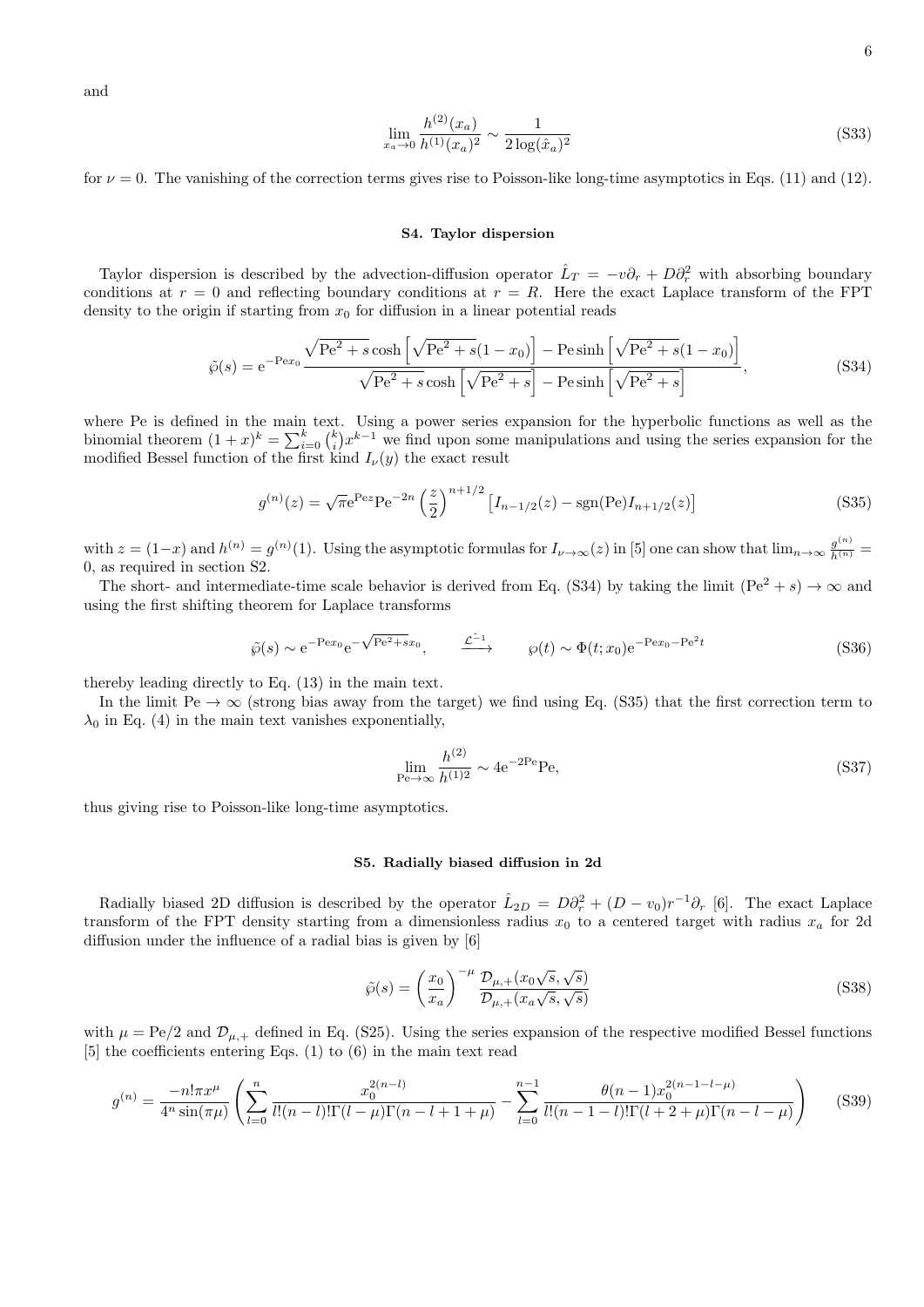and

$$\lim_{x_a\to 0}\frac{h^{(2)}(x_a)}{h^{(1)}(x_a)^2}\sim\frac{1}{2\log(\hat{x}_a)^2}\tag{S33}$$

for $\nu=0$. The vanishing of the correction terms gives rise to Poisson-like long-time asymptotics in Eqs. (11) and (12).

### S4. Taylor dispersion

Taylor dispersion is described by the advection-diffusion operator $\hat{L}_T=-v\partial_r+D\partial_r^2$ with absorbing boundary conditions at $r=0$ and reflecting boundary conditions at $r=R$. Here the exact Laplace transform of the FPT density to the origin if starting from $x_0$ for diffusion in a linear potential reads

$$\tilde{\wp}(s)=\mathrm{e}^{-\mathrm{Pe}x_0}\frac{\sqrt{\mathrm{Pe}^2+s}\cosh\left[\sqrt{\mathrm{Pe}^2+s}(1-x_0)\right]-\mathrm{Pe}\sinh\left[\sqrt{\mathrm{Pe}^2+s}(1-x_0)\right]}{\sqrt{\mathrm{Pe}^2+s}\cosh\left[\sqrt{\mathrm{Pe}^2+s}\right]-\mathrm{Pe}\sinh\left[\sqrt{\mathrm{Pe}^2+s}\right]},\tag{S34}$$

where Pe is defined in the main text. Using a power series expansion for the hyperbolic functions as well as the binomial theorem $(1+x)^k=\sum_{i=0}^k\binom{k}{i}x^{k-1}$ we find upon some manipulations and using the series expansion for the modified Bessel function of the first kind $I_\nu(y)$ the exact result

$$g^{(n)}(z)=\sqrt{\pi}\mathrm{e}^{\mathrm{Pe}z}\mathrm{Pe}^{-2n}\left(\frac{z}{2}\right)^{n+1/2}\left[I_{n-1/2}(z)-\mathrm{sgn}(\mathrm{Pe})I_{n+1/2}(z)\right]\tag{S35}$$

with $z=(1-x)$ and $h^{(n)}=g^{(n)}(1)$. Using the asymptotic formulas for $I_{\nu\to\infty}(z)$ in [5] one can show that $\lim_{n\to\infty}\frac{g^{(n)}}{h^{(n)}}=0$, as required in section S2.

The short- and intermediate-time scale behavior is derived from Eq. (S34) by taking the limit $(\mathrm{Pe}^2+s)\to\infty$ and using the first shifting theorem for Laplace transforms

$$\tilde{\wp}(s)\sim\mathrm{e}^{-\mathrm{Pe}x_0}\mathrm{e}^{-\sqrt{\mathrm{Pe}^2+s}x_0},\qquad\xrightarrow{\hat{\mathcal{L}}^{-1}}\qquad\wp(t)\sim\Phi(t;x_0)\mathrm{e}^{-\mathrm{Pe}x_0-\mathrm{Pe}^2t}\tag{S36}$$

thereby leading directly to Eq. (13) in the main text.

In the limit $\mathrm{Pe}\to\infty$ (strong bias away from the target) we find using Eq. (S35) that the first correction term to $\lambda_0$ in Eq. (4) in the main text vanishes exponentially,

$$\lim_{\mathrm{Pe}\to\infty}\frac{h^{(2)}}{h^{(1)2}}\sim 4\mathrm{e}^{-2\mathrm{Pe}}\mathrm{Pe},\tag{S37}$$

thus giving rise to Poisson-like long-time asymptotics.

### S5. Radially biased diffusion in 2d

Radially biased 2D diffusion is described by the operator $\hat{L}_{2D}=D\partial_r^2+(D-v_0)r^{-1}\partial_r$ [6]. The exact Laplace transform of the FPT density starting from a dimensionless radius $x_0$ to a centered target with radius $x_a$ for 2d diffusion under the influence of a radial bias is given by [6]

$$\tilde{\wp}(s)=\left(\frac{x_0}{x_a}\right)^{-\mu}\frac{\mathcal{D}_{\mu,+}(x_0\sqrt{s},\sqrt{s})}{\mathcal{D}_{\mu,+}(x_a\sqrt{s},\sqrt{s})}\tag{S38}$$

with $\mu=\mathrm{Pe}/2$ and $\mathcal{D}_{\mu,+}$ defined in Eq. (S25). Using the series expansion of the respective modified Bessel functions [5] the coefficients entering Eqs. (1) to (6) in the main text read

$$g^{(n)}=\frac{-n!\pi x^\mu}{4^n\sin(\pi\mu)}\left(\sum_{l=0}^{n}\frac{x_0^{2(n-l)}}{l!(n-l)!\Gamma(l-\mu)\Gamma(n-l+1+\mu)}-\sum_{l=0}^{n-1}\frac{\theta(n-1)x_0^{2(n-1-l-\mu)}}{l!(n-1-l)!\Gamma(l+2+\mu)\Gamma(n-l-\mu)}\right)\tag{S39}$$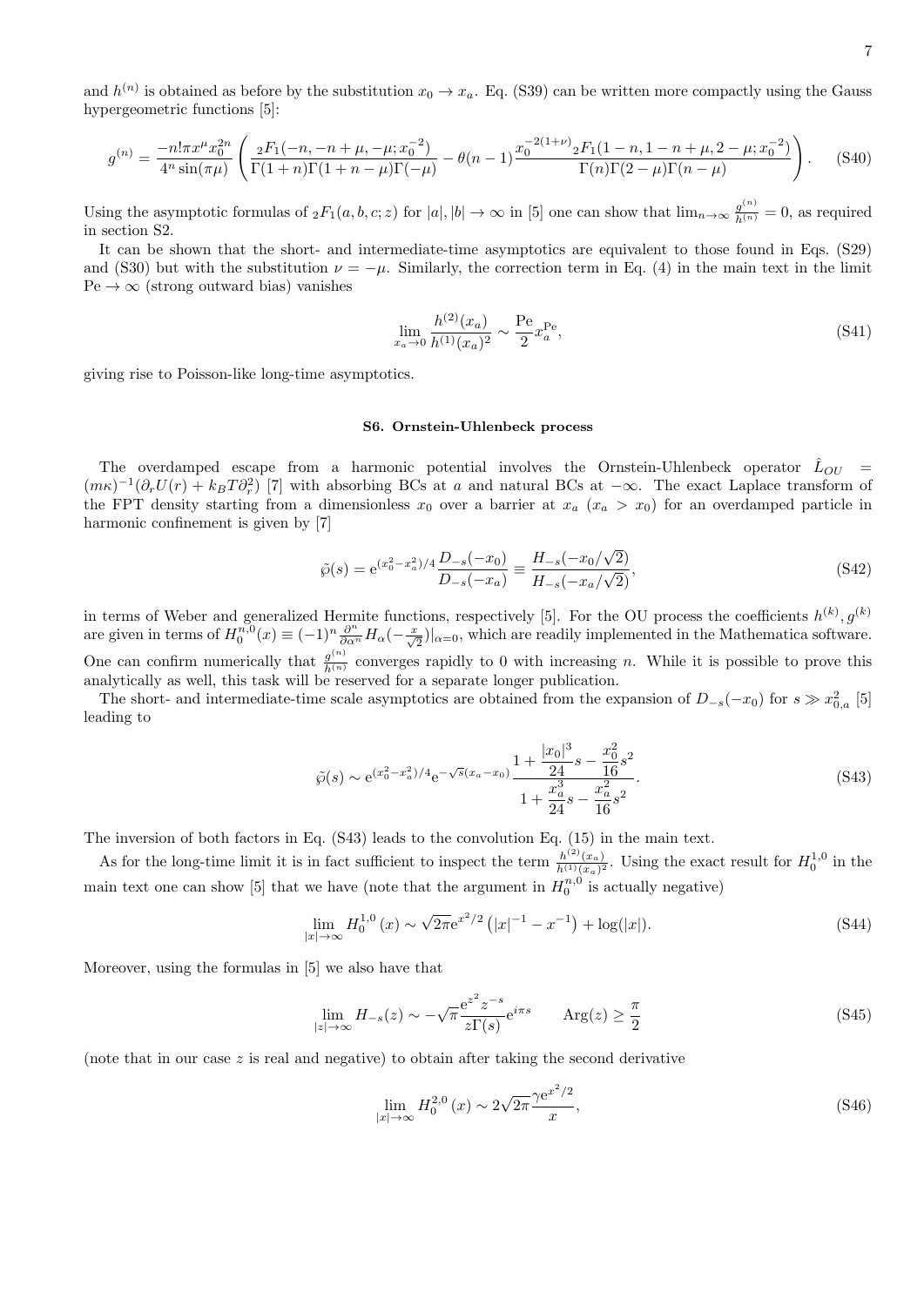and $h^{(n)}$ is obtained as before by the substitution $x_0 \to x_a$. Eq. (S39) can be written more compactly using the Gauss hypergeometric functions [5]:

$$g^{(n)} = \frac{-n!\pi x^{\mu} x_0^{2n}}{4^n \sin(\pi\mu)} \left( \frac{{}_2F_1(-n, -n+\mu, -\mu; x_0^{-2})}{\Gamma(1+n)\Gamma(1+n-\mu)\Gamma(-\mu)} - \theta(n-1) \frac{x_0^{-2(1+\nu)} {}_2F_1(1-n, 1-n+\mu, 2-\mu; x_0^{-2})}{\Gamma(n)\Gamma(2-\mu)\Gamma(n-\mu)} \right). \tag{S40}$$

Using the asymptotic formulas of ${}_2F_1(a, b, c; z)$ for $|a|, |b| \to \infty$ in [5] one can show that $\lim_{n\to\infty} \frac{g^{(n)}}{h^{(n)}} = 0$, as required in section S2.

It can be shown that the short- and intermediate-time asymptotics are equivalent to those found in Eqs. (S29) and (S30) but with the substitution $\nu = -\mu$. Similarly, the correction term in Eq. (4) in the main text in the limit $\mathrm{Pe} \to \infty$ (strong outward bias) vanishes

$$\lim_{x_a \to 0} \frac{h^{(2)}(x_a)}{h^{(1)}(x_a)^2} \sim \frac{\mathrm{Pe}}{2} x_a^{\mathrm{Pe}}, \tag{S41}$$

giving rise to Poisson-like long-time asymptotics.

### S6. Ornstein-Uhlenbeck process

The overdamped escape from a harmonic potential involves the Ornstein-Uhlenbeck operator $\hat{L}_{OU} = (m\kappa)^{-1}(\partial_r U(r) + k_B T \partial_r^2)$ [7] with absorbing BCs at $a$ and natural BCs at $-\infty$. The exact Laplace transform of the FPT density starting from a dimensionless $x_0$ over a barrier at $x_a$ ($x_a > x_0$) for an overdamped particle in harmonic confinement is given by [7]

$$\tilde{\wp}(s) = \mathrm{e}^{(x_0^2 - x_a^2)/4} \frac{D_{-s}(-x_0)}{D_{-s}(-x_a)} \equiv \frac{H_{-s}(-x_0/\sqrt{2})}{H_{-s}(-x_a/\sqrt{2})}, \tag{S42}$$

in terms of Weber and generalized Hermite functions, respectively [5]. For the OU process the coefficients $h^{(k)}, g^{(k)}$ are given in terms of $H_0^{n,0}(x) \equiv (-1)^n \frac{\partial^n}{\partial \alpha^n} H_\alpha(-\frac{x}{\sqrt{2}})|_{\alpha=0}$, which are readily implemented in the Mathematica software. One can confirm numerically that $\frac{g^{(n)}}{h^{(n)}}$ converges rapidly to 0 with increasing $n$. While it is possible to prove this analytically as well, this task will be reserved for a separate longer publication.

The short- and intermediate-time scale asymptotics are obtained from the expansion of $D_{-s}(-x_0)$ for $s \gg x_{0,a}^2$ [5] leading to

$$\tilde{\wp}(s) \sim \mathrm{e}^{(x_0^2 - x_a^2)/4} \mathrm{e}^{-\sqrt{s}(x_a - x_0)} \frac{1 + \frac{|x_0|^3}{24}s - \frac{x_0^2}{16}s^2}{1 + \frac{x_a^3}{24}s - \frac{x_a^2}{16}s^2}. \tag{S43}$$

The inversion of both factors in Eq. (S43) leads to the convolution Eq. (15) in the main text.

As for the long-time limit it is in fact sufficient to inspect the term $\frac{h^{(2)}(x_a)}{h^{(1)}(x_a)^2}$. Using the exact result for $H_0^{1,0}$ in the main text one can show [5] that we have (note that the argument in $H_0^{n,0}$ is actually negative)

$$\lim_{|x| \to \infty} H_0^{1,0}(x) \sim \sqrt{2\pi} \mathrm{e}^{x^2/2} \left( |x|^{-1} - x^{-1} \right) + \log(|x|). \tag{S44}$$

Moreover, using the formulas in [5] we also have that

$$\lim_{|z| \to \infty} H_{-s}(z) \sim -\sqrt{\pi} \frac{\mathrm{e}^{z^2} z^{-s}}{z\Gamma(s)} \mathrm{e}^{i\pi s} \qquad \mathrm{Arg}(z) \geq \frac{\pi}{2} \tag{S45}$$

(note that in our case $z$ is real and negative) to obtain after taking the second derivative

$$\lim_{|x| \to \infty} H_0^{2,0}(x) \sim 2\sqrt{2\pi} \frac{\gamma \mathrm{e}^{x^2/2}}{x}, \tag{S46}$$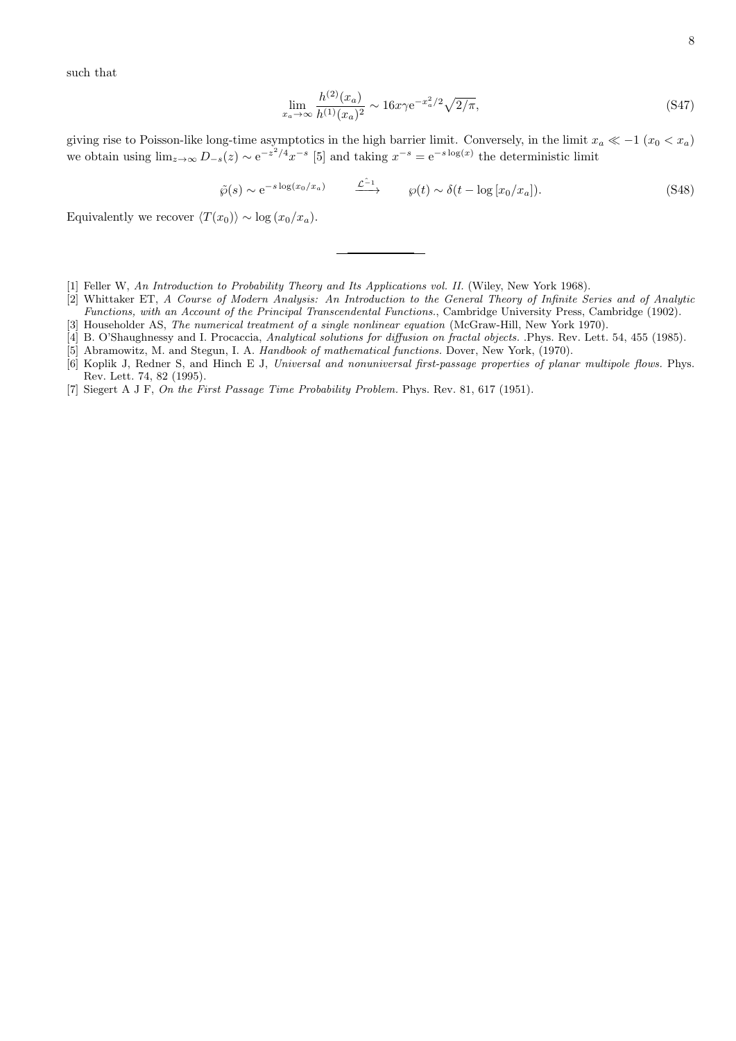such that

$$\lim_{x_a\to\infty}\frac{h^{(2)}(x_a)}{h^{(1)}(x_a)^2}\sim 16x\gamma \mathrm{e}^{-x_a^2/2}\sqrt{2/\pi}, \tag{S47}$$

giving rise to Poisson-like long-time asymptotics in the high barrier limit. Conversely, in the limit $x_a \ll -1$ ($x_0 < x_a$) we obtain using $\lim_{z\to\infty} D_{-s}(z) \sim \mathrm{e}^{-z^2/4}x^{-s}$ [5] and taking $x^{-s} = \mathrm{e}^{-s\log(x)}$ the deterministic limit

$$\tilde{\wp}(s) \sim \mathrm{e}^{-s\log(x_0/x_a)} \qquad \xrightarrow{\hat{\mathcal{L}}^{-1}} \qquad \wp(t) \sim \delta(t - \log[x_0/x_a]). \tag{S48}$$

Equivalently we recover $\langle T(x_0)\rangle \sim \log(x_0/x_a)$.

---

[1] Feller W, *An Introduction to Probability Theory and Its Applications vol. II.* (Wiley, New York 1968).

[2] Whittaker ET, *A Course of Modern Analysis: An Introduction to the General Theory of Infinite Series and of Analytic Functions, with an Account of the Principal Transcendental Functions.*, Cambridge University Press, Cambridge (1902).

[3] Householder AS, *The numerical treatment of a single nonlinear equation* (McGraw-Hill, New York 1970).

[4] B. O'Shaughnessy and I. Procaccia, *Analytical solutions for diffusion on fractal objects.* .Phys. Rev. Lett. 54, 455 (1985).

[5] Abramowitz, M. and Stegun, I. A. *Handbook of mathematical functions.* Dover, New York, (1970).

[6] Koplik J, Redner S, and Hinch E J, *Universal and nonuniversal first-passage properties of planar multipole flows.* Phys. Rev. Lett. 74, 82 (1995).

[7] Siegert A J F, *On the First Passage Time Probability Problem.* Phys. Rev. 81, 617 (1951).